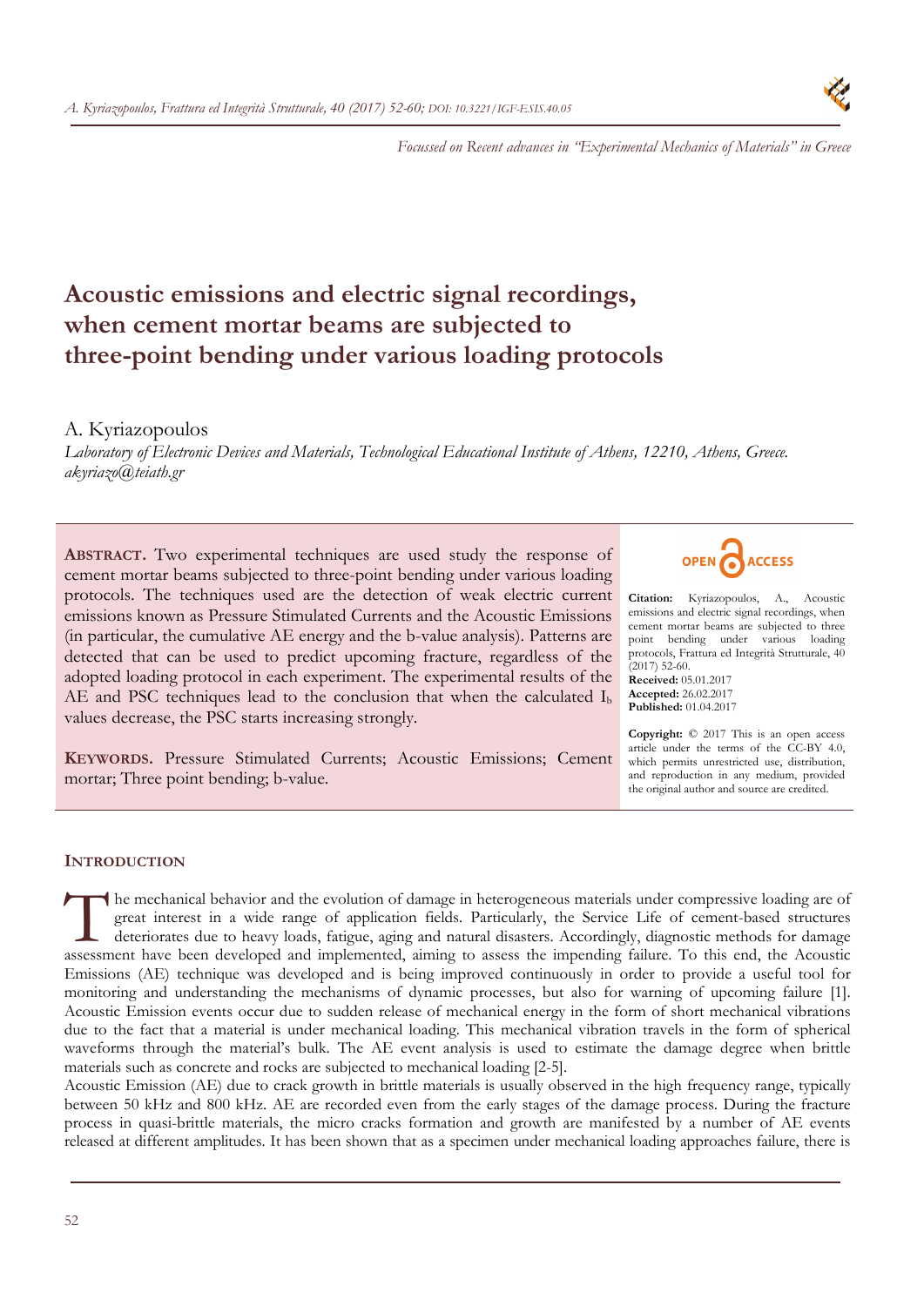Focussed on Recent advances in "Experimental Mechanics of Materials" in Greece

# Acoustic emissions and electric signal recordings, when cement mortar beams are subjected to three-point bending under various loading protocols

A. Kyriazopoulos

*Laboratory of Electronic Devices and Materials, Technological Educational Institute of Athens, 12210, Athens, Greece.*
*akyriazo@teiath.gr*

**ABSTRACT.** Two experimental techniques are used study the response of cement mortar beams subjected to three-point bending under various loading protocols. The techniques used are the detection of weak electric current emissions known as Pressure Stimulated Currents and the Acoustic Emissions (in particular, the cumulative AE energy and the b-value analysis). Patterns are detected that can be used to predict upcoming fracture, regardless of the adopted loading protocol in each experiment. The experimental results of the AE and PSC techniques lead to the conclusion that when the calculated $I_b$ values decrease, the PSC starts increasing strongly.

**KEYWORDS.** Pressure Stimulated Currents; Acoustic Emissions; Cement mortar; Three point bending; b-value.

OPEN ACCESS

**Citation:** Kyriazopoulos, A., Acoustic emissions and electric signal recordings, when cement mortar beams are subjected to three point bending under various loading protocols, Frattura ed Integrità Strutturale, 40 (2017) 52-60.

**Received:** 05.01.2017
**Accepted:** 26.02.2017
**Published:** 01.04.2017

**Copyright:** © 2017 This is an open access article under the terms of the CC-BY 4.0, which permits unrestricted use, distribution, and reproduction in any medium, provided the original author and source are credited.

## INTRODUCTION

The mechanical behavior and the evolution of damage in heterogeneous materials under compressive loading are of great interest in a wide range of application fields. Particularly, the Service Life of cement-based structures deteriorates due to heavy loads, fatigue, aging and natural disasters. Accordingly, diagnostic methods for damage assessment have been developed and implemented, aiming to assess the impending failure. To this end, the Acoustic Emissions (AE) technique was developed and is being improved continuously in order to provide a useful tool for monitoring and understanding the mechanisms of dynamic processes, but also for warning of upcoming failure [1]. Acoustic Emission events occur due to sudden release of mechanical energy in the form of short mechanical vibrations due to the fact that a material is under mechanical loading. This mechanical vibration travels in the form of spherical waveforms through the material's bulk. The AE event analysis is used to estimate the damage degree when brittle materials such as concrete and rocks are subjected to mechanical loading [2-5].

Acoustic Emission (AE) due to crack growth in brittle materials is usually observed in the high frequency range, typically between 50 kHz and 800 kHz. AE are recorded even from the early stages of the damage process. During the fracture process in quasi-brittle materials, the micro cracks formation and growth are manifested by a number of AE events released at different amplitudes. It has been shown that as a specimen under mechanical loading approaches failure, there is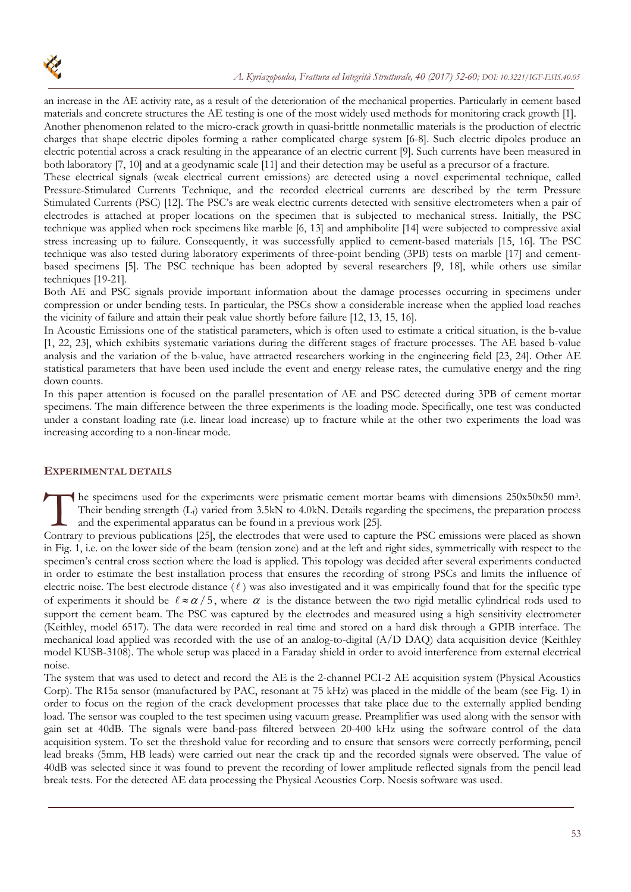an increase in the AE activity rate, as a result of the deterioration of the mechanical properties. Particularly in cement based materials and concrete structures the AE testing is one of the most widely used methods for monitoring crack growth [1].

Another phenomenon related to the micro-crack growth in quasi-brittle nonmetallic materials is the production of electric charges that shape electric dipoles forming a rather complicated charge system [6-8]. Such electric dipoles produce an electric potential across a crack resulting in the appearance of an electric current [9]. Such currents have been measured in both laboratory [7, 10] and at a geodynamic scale [11] and their detection may be useful as a precursor of a fracture.

These electrical signals (weak electrical current emissions) are detected using a novel experimental technique, called Pressure-Stimulated Currents Technique, and the recorded electrical currents are described by the term Pressure Stimulated Currents (PSC) [12]. The PSC's are weak electric currents detected with sensitive electrometers when a pair of electrodes is attached at proper locations on the specimen that is subjected to mechanical stress. Initially, the PSC technique was applied when rock specimens like marble [6, 13] and amphibolite [14] were subjected to compressive axial stress increasing up to failure. Consequently, it was successfully applied to cement-based materials [15, 16]. The PSC technique was also tested during laboratory experiments of three-point bending (3PB) tests on marble [17] and cement-based specimens [5]. The PSC technique has been adopted by several researchers [9, 18], while others use similar techniques [19-21].

Both AE and PSC signals provide important information about the damage processes occurring in specimens under compression or under bending tests. In particular, the PSCs show a considerable increase when the applied load reaches the vicinity of failure and attain their peak value shortly before failure [12, 13, 15, 16].

In Acoustic Emissions one of the statistical parameters, which is often used to estimate a critical situation, is the b-value [1, 22, 23], which exhibits systematic variations during the different stages of fracture processes. The AE based b-value analysis and the variation of the b-value, have attracted researchers working in the engineering field [23, 24]. Other AE statistical parameters that have been used include the event and energy release rates, the cumulative energy and the ring down counts.

In this paper attention is focused on the parallel presentation of AE and PSC detected during 3PB of cement mortar specimens. The main difference between the three experiments is the loading mode. Specifically, one test was conducted under a constant loading rate (i.e. linear load increase) up to fracture while at the other two experiments the load was increasing according to a non-linear mode.

## EXPERIMENTAL DETAILS

The specimens used for the experiments were prismatic cement mortar beams with dimensions 250x50x50 mm$^3$. Their bending strength ($L_f$) varied from 3.5kN to 4.0kN. Details regarding the specimens, the preparation process and the experimental apparatus can be found in a previous work [25].

Contrary to previous publications [25], the electrodes that were used to capture the PSC emissions were placed as shown in Fig. 1, i.e. on the lower side of the beam (tension zone) and at the left and right sides, symmetrically with respect to the specimen's central cross section where the load is applied. This topology was decided after several experiments conducted in order to estimate the best installation process that ensures the recording of strong PSCs and limits the influence of electric noise. The best electrode distance ($\ell$) was also investigated and it was empirically found that for the specific type of experiments it should be $\ell \approx \alpha / 5$, where $\alpha$ is the distance between the two rigid metallic cylindrical rods used to support the cement beam. The PSC was captured by the electrodes and measured using a high sensitivity electrometer (Keithley, model 6517). The data were recorded in real time and stored on a hard disk through a GPIB interface. The mechanical load applied was recorded with the use of an analog-to-digital (A/D DAQ) data acquisition device (Keithley model KUSB-3108). The whole setup was placed in a Faraday shield in order to avoid interference from external electrical noise.

The system that was used to detect and record the AE is the 2-channel PCI-2 AE acquisition system (Physical Acoustics Corp). The R15a sensor (manufactured by PAC, resonant at 75 kHz) was placed in the middle of the beam (see Fig. 1) in order to focus on the region of the crack development processes that take place due to the externally applied bending load. The sensor was coupled to the test specimen using vacuum grease. Preamplifier was used along with the sensor with gain set at 40dB. The signals were band-pass filtered between 20-400 kHz using the software control of the data acquisition system. To set the threshold value for recording and to ensure that sensors were correctly performing, pencil lead breaks (5mm, HB leads) were carried out near the crack tip and the recorded signals were observed. The value of 40dB was selected since it was found to prevent the recording of lower amplitude reflected signals from the pencil lead break tests. For the detected AE data processing the Physical Acoustics Corp. Noesis software was used.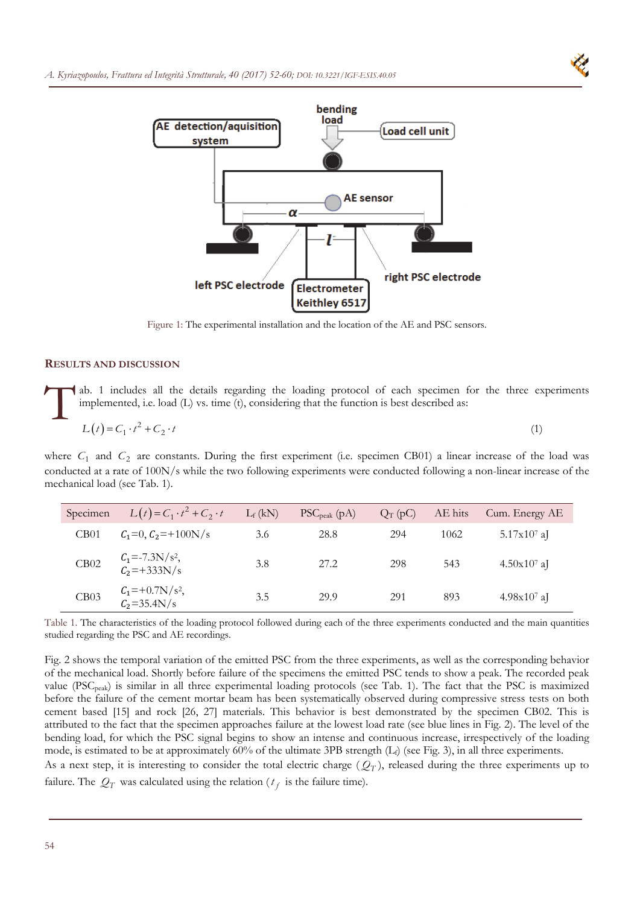Figure 1: The experimental installation and the location of the AE and PSC sensors.

## RESULTS AND DISCUSSION

Tab. 1 includes all the details regarding the loading protocol of each specimen for the three experiments implemented, i.e. load (L) vs. time (t), considering that the function is best described as:

$$L(t) = C_1 \cdot t^2 + C_2 \cdot t \tag{1}$$

where $C_1$ and $C_2$ are constants. During the first experiment (i.e. specimen CB01) a linear increase of the load was conducted at a rate of 100N/s while the two following experiments were conducted following a non-linear increase of the mechanical load (see Tab. 1).

| Specimen | $L(t) = C_1 \cdot t^2 + C_2 \cdot t$ | $L_f$ (kN) | $PSC_{peak}$ (pA) | $Q_T$ (pC) | AE hits | Cum. Energy AE |
|---|---|---|---|---|---|---|
| CB01 | $C_1$=0, $C_2$=+100N/s | 3.6 | 28.8 | 294 | 1062 | 5.17x10⁷ aJ |
| CB02 | $C_1$=-7.3N/s², $C_2$=+333N/s | 3.8 | 27.2 | 298 | 543 | 4.50x10⁷ aJ |
| CB03 | $C_1$=+0.7N/s², $C_2$=35.4N/s | 3.5 | 29.9 | 291 | 893 | 4.98x10⁷ aJ |

Table 1. The characteristics of the loading protocol followed during each of the three experiments conducted and the main quantities studied regarding the PSC and AE recordings.

Fig. 2 shows the temporal variation of the emitted PSC from the three experiments, as well as the corresponding behavior of the mechanical load. Shortly before failure of the specimens the emitted PSC tends to show a peak. The recorded peak value ($PSC_{peak}$) is similar in all three experimental loading protocols (see Tab. 1). The fact that the PSC is maximized before the failure of the cement mortar beam has been systematically observed during compressive stress tests on both cement based [15] and rock [26, 27] materials. This behavior is best demonstrated by the specimen CB02. This is attributed to the fact that the specimen approaches failure at the lowest load rate (see blue lines in Fig. 2). The level of the bending load, for which the PSC signal begins to show an intense and continuous increase, irrespectively of the loading mode, is estimated to be at approximately 60% of the ultimate 3PB strength ($L_f$) (see Fig. 3), in all three experiments.

As a next step, it is interesting to consider the total electric charge ($Q_T$), released during the three experiments up to failure. The $Q_T$ was calculated using the relation ($t_f$ is the failure time).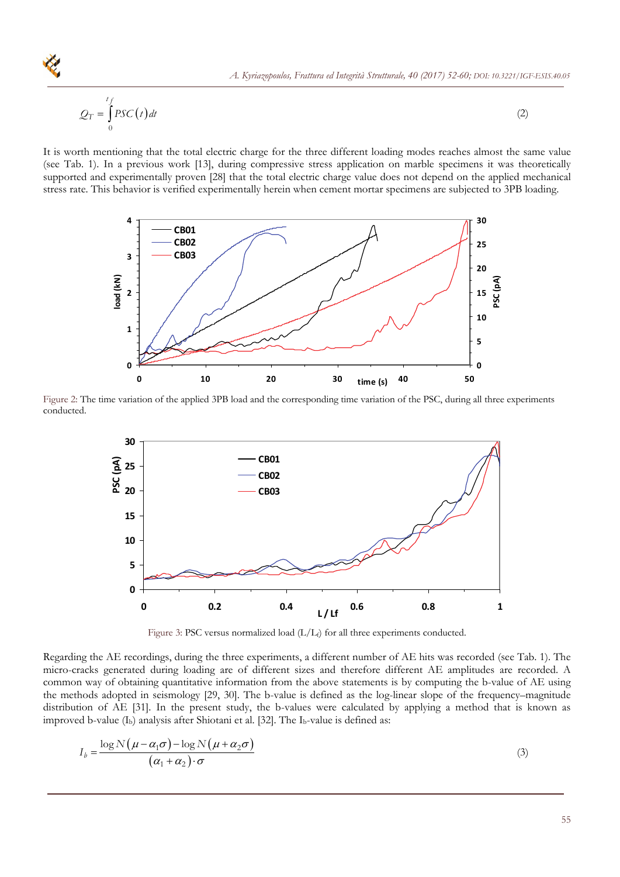$$Q_T = \int_0^{t_f} PSC(t)\,dt \tag{2}$$

It is worth mentioning that the total electric charge for the three different loading modes reaches almost the same value (see Tab. 1). In a previous work [13], during compressive stress application on marble specimens it was theoretically supported and experimentally proven [28] that the total electric charge value does not depend on the applied mechanical stress rate. This behavior is verified experimentally herein when cement mortar specimens are subjected to 3PB loading.

Figure 2: The time variation of the applied 3PB load and the corresponding time variation of the PSC, during all three experiments conducted.

Figure 3: PSC versus normalized load ($L/L_f$) for all three experiments conducted.

Regarding the AE recordings, during the three experiments, a different number of AE hits was recorded (see Tab. 1). The micro-cracks generated during loading are of different sizes and therefore different AE amplitudes are recorded. A common way of obtaining quantitative information from the above statements is by computing the b-value of AE using the methods adopted in seismology [29, 30]. The b-value is defined as the log-linear slope of the frequency–magnitude distribution of AE [31]. In the present study, the b-values were calculated by applying a method that is known as improved b-value ($I_b$) analysis after Shiotani et al. [32]. The $I_b$-value is defined as:

$$I_b = \frac{\log N(\mu - \alpha_1\sigma) - \log N(\mu + \alpha_2\sigma)}{(\alpha_1 + \alpha_2)\cdot\sigma} \tag{3}$$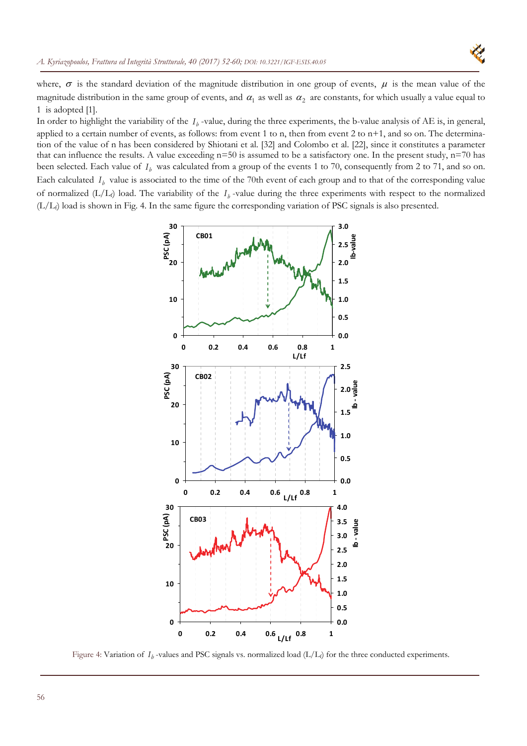where, $\sigma$ is the standard deviation of the magnitude distribution in one group of events, $\mu$ is the mean value of the magnitude distribution in the same group of events, and $\alpha_1$ as well as $\alpha_2$ are constants, for which usually a value equal to 1 is adopted [1].

In order to highlight the variability of the $I_b$-value, during the three experiments, the b-value analysis of AE is, in general, applied to a certain number of events, as follows: from event 1 to n, then from event 2 to n+1, and so on. The determination of the value of n has been considered by Shiotani et al. [32] and Colombo et al. [22], since it constitutes a parameter that can influence the results. A value exceeding n=50 is assumed to be a satisfactory one. In the present study, n=70 has been selected. Each value of $I_b$ was calculated from a group of the events 1 to 70, consequently from 2 to 71, and so on. Each calculated $I_b$ value is associated to the time of the 70th event of each group and to that of the corresponding value of normalized ($L/L_f$) load. The variability of the $I_b$-value during the three experiments with respect to the normalized ($L/L_f$) load is shown in Fig. 4. In the same figure the corresponding variation of PSC signals is also presented.

Figure 4: Variation of $I_b$-values and PSC signals vs. normalized load ($L/L_f$) for the three conducted experiments.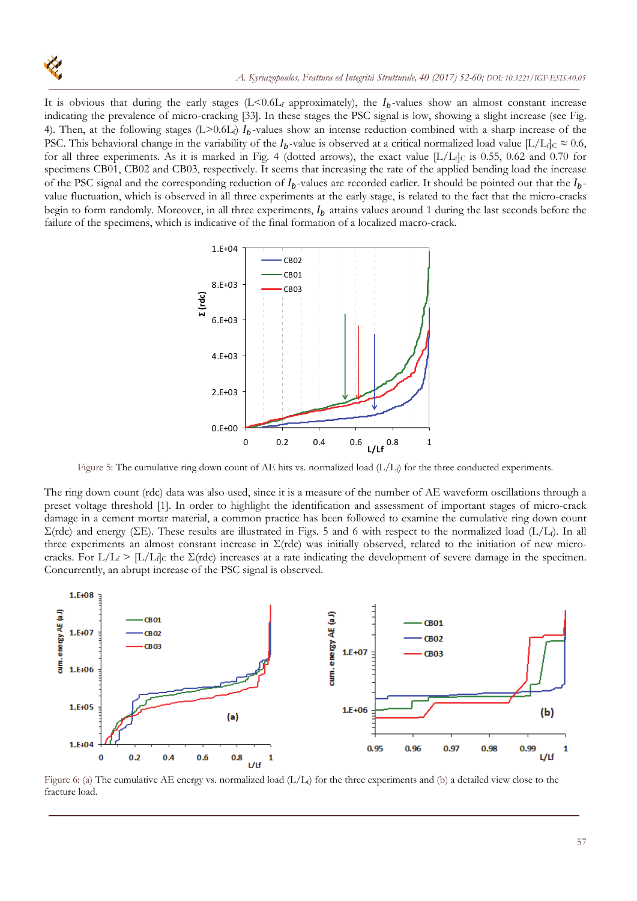It is obvious that during the early stages ($L<0.6L_f$ approximately), the $I_b$-values show an almost constant increase indicating the prevalence of micro-cracking [33]. In these stages the PSC signal is low, showing a slight increase (see Fig. 4). Then, at the following stages ($L>0.6L_f$) $I_b$-values show an intense reduction combined with a sharp increase of the PSC. This behavioral change in the variability of the $I_b$-value is observed at a critical normalized load value $[L/L_f]_C \approx 0.6$, for all three experiments. As it is marked in Fig. 4 (dotted arrows), the exact value $[L/L_f]_C$ is 0.55, 0.62 and 0.70 for specimens CB01, CB02 and CB03, respectively. It seems that increasing the rate of the applied bending load the increase of the PSC signal and the corresponding reduction of $I_b$-values are recorded earlier. It should be pointed out that the $I_b$-value fluctuation, which is observed in all three experiments at the early stage, is related to the fact that the micro-cracks begin to form randomly. Moreover, in all three experiments, $I_b$ attains values around 1 during the last seconds before the failure of the specimens, which is indicative of the final formation of a localized macro-crack.

Figure 5: The cumulative ring down count of AE hits vs. normalized load ($L/L_f$) for the three conducted experiments.

The ring down count (rdc) data was also used, since it is a measure of the number of AE waveform oscillations through a preset voltage threshold [1]. In order to highlight the identification and assessment of important stages of micro-crack damage in a cement mortar material, a common practice has been followed to examine the cumulative ring down count $\Sigma$(rdc) and energy ($\Sigma$E). These results are illustrated in Figs. 5 and 6 with respect to the normalized load ($L/L_f$). In all three experiments an almost constant increase in $\Sigma$(rdc) was initially observed, related to the initiation of new micro-cracks. For $L/L_f > [L/L_f]_C$ the $\Sigma$(rdc) increases at a rate indicating the development of severe damage in the specimen. Concurrently, an abrupt increase of the PSC signal is observed.

Figure 6: (a) The cumulative AE energy vs. normalized load ($L/L_f$) for the three experiments and (b) a detailed view close to the fracture load.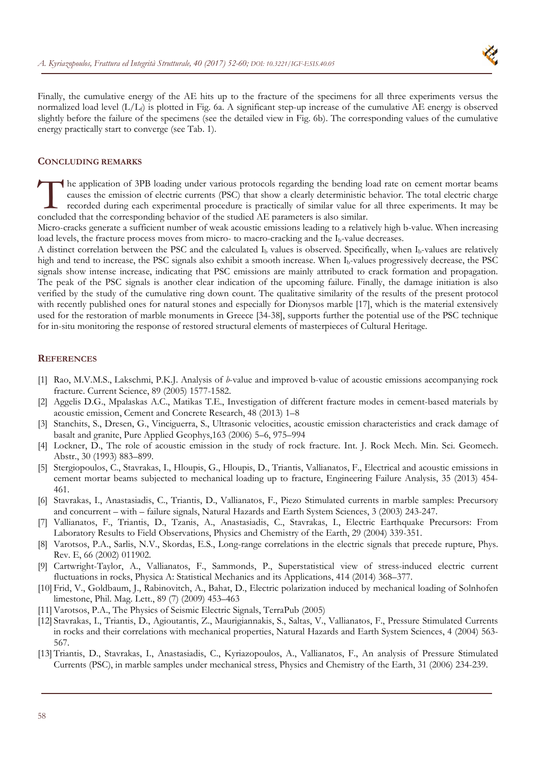Finally, the cumulative energy of the AE hits up to the fracture of the specimens for all three experiments versus the normalized load level ($L/L_f$) is plotted in Fig. 6a. A significant step-up increase of the cumulative AE energy is observed slightly before the failure of the specimens (see the detailed view in Fig. 6b). The corresponding values of the cumulative energy practically start to converge (see Tab. 1).

## CONCLUDING REMARKS

The application of 3PB loading under various protocols regarding the bending load rate on cement mortar beams causes the emission of electric currents (PSC) that show a clearly deterministic behavior. The total electric charge recorded during each experimental procedure is practically of similar value for all three experiments. It may be concluded that the corresponding behavior of the studied AE parameters is also similar.

Micro-cracks generate a sufficient number of weak acoustic emissions leading to a relatively high b-value. When increasing load levels, the fracture process moves from micro- to macro-cracking and the $I_b$-value decreases.

A distinct correlation between the PSC and the calculated $I_b$ values is observed. Specifically, when $I_b$-values are relatively high and tend to increase, the PSC signals also exhibit a smooth increase. When $I_b$-values progressively decrease, the PSC signals show intense increase, indicating that PSC emissions are mainly attributed to crack formation and propagation. The peak of the PSC signals is another clear indication of the upcoming failure. Finally, the damage initiation is also verified by the study of the cumulative ring down count. The qualitative similarity of the results of the present protocol with recently published ones for natural stones and especially for Dionysos marble [17], which is the material extensively used for the restoration of marble monuments in Greece [34-38], supports further the potential use of the PSC technique for in-situ monitoring the response of restored structural elements of masterpieces of Cultural Heritage.

## REFERENCES

[1] Rao, M.V.M.S., Lakschmi, P.K.J. Analysis of *b*-value and improved b-value of acoustic emissions accompanying rock fracture. Current Science, 89 (2005) 1577-1582.

[2] Aggelis D.G., Mpalaskas A.C., Matikas T.E., Investigation of different fracture modes in cement-based materials by acoustic emission, Cement and Concrete Research, 48 (2013) 1–8

[3] Stanchits, S., Dresen, G., Vinciguerra, S., Ultrasonic velocities, acoustic emission characteristics and crack damage of basalt and granite, Pure Applied Geophys,163 (2006) 5–6, 975–994

[4] Lockner, D., The role of acoustic emission in the study of rock fracture. Int. J. Rock Mech. Min. Sci. Geomech. Abstr., 30 (1993) 883–899.

[5] Stergiopoulos, C., Stavrakas, I., Hloupis, G., Hloupis, D., Triantis, Vallianatos, F., Electrical and acoustic emissions in cement mortar beams subjected to mechanical loading up to fracture, Engineering Failure Analysis, 35 (2013) 454-461.

[6] Stavrakas, I., Anastasiadis, C., Triantis, D., Vallianatos, F., Piezo Stimulated currents in marble samples: Precursory and concurrent – with – failure signals, Natural Hazards and Earth System Sciences, 3 (2003) 243-247.

[7] Vallianatos, F., Triantis, D., Tzanis, A., Anastasiadis, C., Stavrakas, I., Electric Earthquake Precursors: From Laboratory Results to Field Observations, Physics and Chemistry of the Earth, 29 (2004) 339-351.

[8] Varotsos, P.A., Sarlis, N.V., Skordas, E.S., Long-range correlations in the electric signals that precede rupture, Phys. Rev. E, 66 (2002) 011902.

[9] Cartwright-Taylor, A., Vallianatos, F., Sammonds, P., Superstatistical view of stress-induced electric current fluctuations in rocks, Physica A: Statistical Mechanics and its Applications, 414 (2014) 368–377.

[10] Frid, V., Goldbaum, J., Rabinovitch, A., Bahat, D., Electric polarization induced by mechanical loading of Solnhofen limestone, Phil. Mag. Lett., 89 (7) (2009) 453–463

[11] Varotsos, P.A., The Physics of Seismic Electric Signals, TerraPub (2005)

[12] Stavrakas, I., Triantis, D., Agioutantis, Z., Maurigiannakis, S., Saltas, V., Vallianatos, F., Pressure Stimulated Currents in rocks and their correlations with mechanical properties, Natural Hazards and Earth System Sciences, 4 (2004) 563-567.

[13] Triantis, D., Stavrakas, I., Anastasiadis, C., Kyriazopoulos, A., Vallianatos, F., An analysis of Pressure Stimulated Currents (PSC), in marble samples under mechanical stress, Physics and Chemistry of the Earth, 31 (2006) 234-239.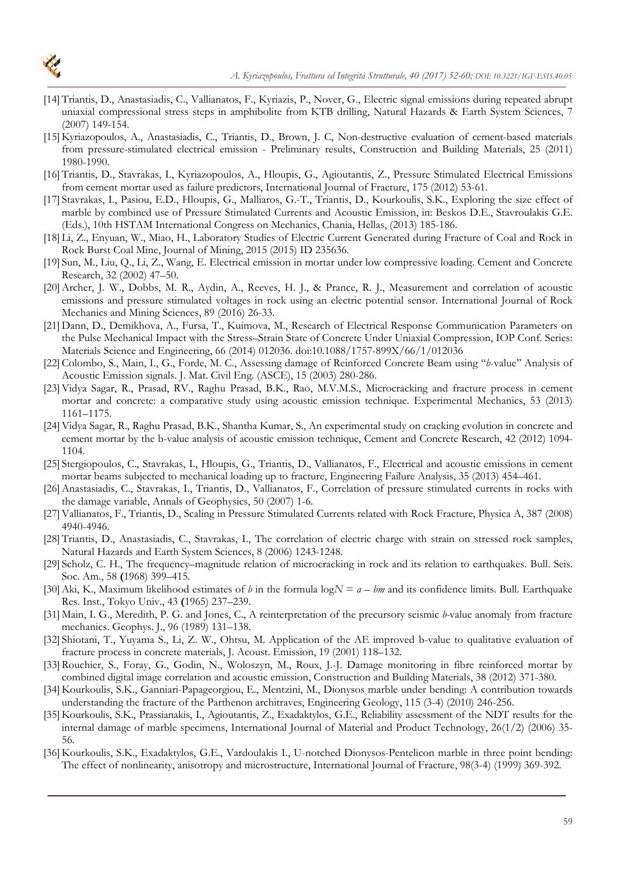[14] Triantis, D., Anastasiadis, C., Vallianatos, F., Kyriazis, P., Nover, G., Electric signal emissions during repeated abrupt uniaxial compressional stress steps in amphibolite from KTB drilling, Natural Hazards & Earth System Sciences, 7 (2007) 149-154.

[15] Kyriazopoulos, A., Anastasiadis, C., Triantis, D., Brown, J. C, Non-destructive evaluation of cement-based materials from pressure-stimulated electrical emission - Preliminary results, Construction and Building Materials, 25 (2011) 1980-1990.

[16] Triantis, D., Stavrakas, I., Kyriazopoulos, A., Hloupis, G., Agioutantis, Z., Pressure Stimulated Electrical Emissions from cement mortar used as failure predictors, International Journal of Fracture, 175 (2012) 53-61.

[17] Stavrakas, I., Pasiou, E.D., Hloupis, G., Malliaros, G.-T., Triantis, D., Kourkoulis, S.K., Exploring the size effect of marble by combined use of Pressure Stimulated Currents and Acoustic Emission, in: Beskos D.E., Stavroulakis G.E. (Eds.), 10th HSTAM International Congress on Mechanics, Chania, Hellas, (2013) 185-186.

[18] Li, Z., Enyuan, W., Miao, H., Laboratory Studies of Electric Current Generated during Fracture of Coal and Rock in Rock Burst Coal Mine, Journal of Mining, 2015 (2015) ID 235636.

[19] Sun, M., Liu, Q., Li, Z., Wang, E. Electrical emission in mortar under low compressive loading. Cement and Concrete Research, 32 (2002) 47–50.

[20] Archer, J. W., Dobbs, M. R., Aydin, A., Reeves, H. J., & Prance, R. J., Measurement and correlation of acoustic emissions and pressure stimulated voltages in rock using an electric potential sensor. International Journal of Rock Mechanics and Mining Sciences, 89 (2016) 26-33.

[21] Dann, D., Demikhova, A., Fursa, T., Kuimova, M., Research of Electrical Response Communication Parameters on the Pulse Mechanical Impact with the Stress–Strain State of Concrete Under Uniaxial Compression, IOP Conf. Series: Materials Science and Engineering, 66 (2014) 012036. doi:10.1088/1757-899X/66/1/012036

[22] Colombo, S., Main, I., G., Forde, M. C., Assessing damage of Reinforced Concrete Beam using "*b*-value" Analysis of Acoustic Emission signals. J. Mat. Civil Eng. (ASCE), 15 (2003) 280-286.

[23] Vidya Sagar, R., Prasad, RV., Raghu Prasad, B.K., Rao, M.V.M.S., Microcracking and fracture process in cement mortar and concrete: a comparative study using acoustic emission technique. Experimental Mechanics, 53 (2013) 1161–1175.

[24] Vidya Sagar, R., Raghu Prasad, B.K., Shantha Kumar, S., An experimental study on cracking evolution in concrete and cement mortar by the b-value analysis of acoustic emission technique, Cement and Concrete Research, 42 (2012) 1094-1104.

[25] Stergiopoulos, C., Stavrakas, I., Hloupis, G., Triantis, D., Vallianatos, F., Electrical and acoustic emissions in cement mortar beams subjected to mechanical loading up to fracture, Engineering Failure Analysis, 35 (2013) 454–461.

[26] Anastasiadis, C., Stavrakas, I., Triantis, D., Vallianatos, F., Correlation of pressure stimulated currents in rocks with the damage variable, Annals of Geophysics, 50 (2007) 1-6.

[27] Vallianatos, F., Triantis, D., Scaling in Pressure Stimulated Currents related with Rock Fracture, Physica A, 387 (2008) 4940-4946.

[28] Triantis, D., Anastasiadis, C., Stavrakas, I., The correlation of electric charge with strain on stressed rock samples, Natural Hazards and Earth System Sciences, 8 (2006) 1243-1248.

[29] Scholz, C. H., The frequency–magnitude relation of microcracking in rock and its relation to earthquakes. Bull. Seis. Soc. Am., 58 **(**1968) 399–415.

[30] Aki, K., Maximum likelihood estimates of *b* in the formula $\log N = a - bm$ and its confidence limits. Bull. Earthquake Res. Inst., Tokyo Univ., 43 **(**1965) 237–239.

[31] Main, I. G., Meredith, P. G. and Jones, C., A reinterpretation of the precursory seismic *b*-value anomaly from fracture mechanics. Geophys. J., 96 (1989) 131–138.

[32] Shiotani, T., Yuyama S., Li, Z. W., Ohtsu, M. Application of the AE improved b-value to qualitative evaluation of fracture process in concrete materials, J. Acoust. Emission, 19 (2001) 118–132.

[33] Rouchier, S., Foray, G., Godin, N., Woloszyn, M., Roux, J.-J. Damage monitoring in fibre reinforced mortar by combined digital image correlation and acoustic emission, Construction and Building Materials, 38 (2012) 371-380.

[34] Kourkoulis, S.K., Ganniari-Papageorgiou, E., Mentzini, M., Dionysos marble under bending: A contribution towards understanding the fracture of the Parthenon architraves, Engineering Geology, 115 (3-4) (2010) 246-256.

[35] Kourkoulis, S.K., Prassianakis, I., Agioutantis, Z., Exadaktylos, G.E., Reliability assessment of the NDT results for the internal damage of marble specimens, International Journal of Material and Product Technology, 26(1/2) (2006) 35-56.

[36] Kourkoulis, S.K., Exadaktylos, G.E., Vardoulakis I., U-notched Dionysos-Pentelicon marble in three point bending: The effect of nonlinearity, anisotropy and microstructure, International Journal of Fracture, 98(3-4) (1999) 369-392.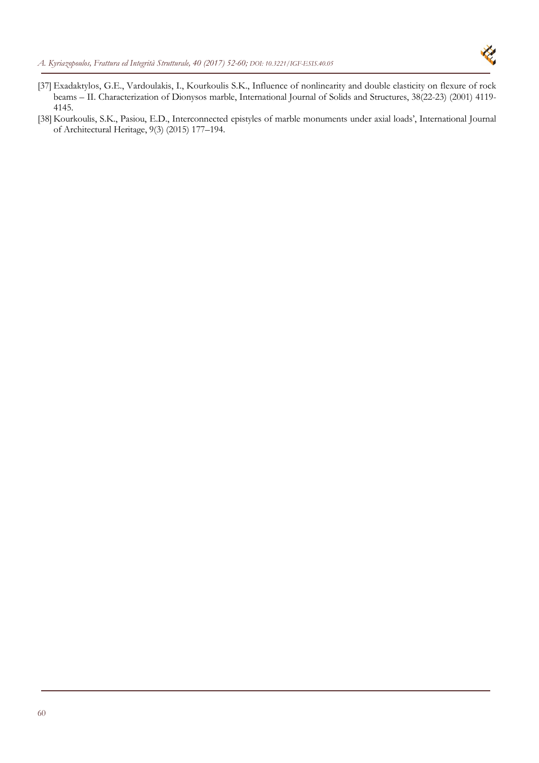[37] Exadaktylos, G.E., Vardoulakis, I., Kourkoulis S.K., Influence of nonlinearity and double elasticity on flexure of rock beams – II. Characterization of Dionysos marble, International Journal of Solids and Structures, 38(22-23) (2001) 4119-4145.

[38] Kourkoulis, S.K., Pasiou, E.D., Interconnected epistyles of marble monuments under axial loads', International Journal of Architectural Heritage, 9(3) (2015) 177–194.